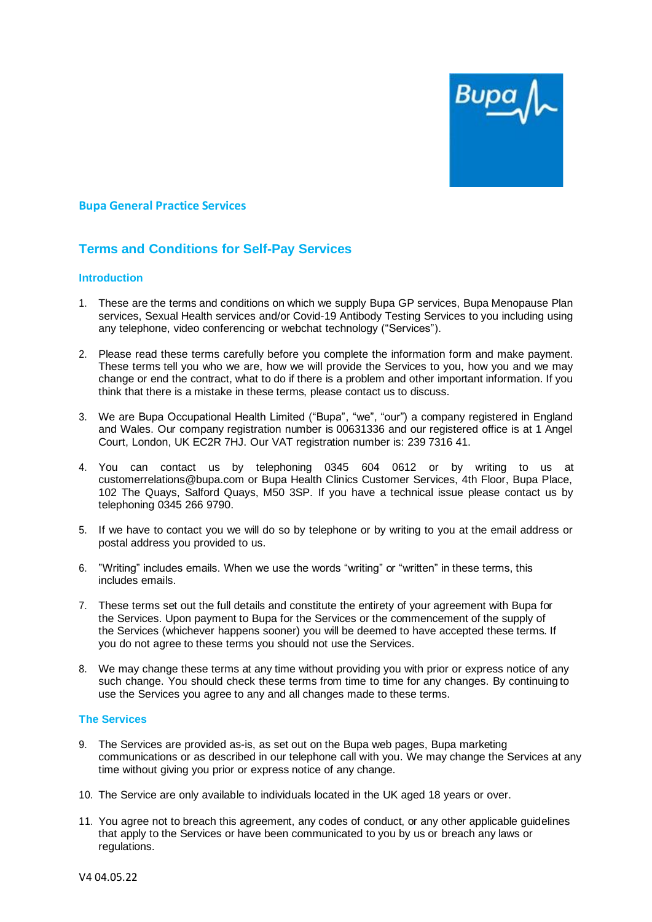Bupa

**Bupa General Practice Services**

# Terms and Conditions for Self-Pay Services

## Introduction

1. These are the terms and conditions on which we supply Bupa GP services, Bupa Menopause Plan services, Sexual Health services and/or Covid-19 Antibody Testing Services to you including using any telephone, video conferencing or webchat technology ("Services").

2. Please read these terms carefully before you complete the information form and make payment. These terms tell you who we are, how we will provide the Services to you, how you and we may change or end the contract, what to do if there is a problem and other important information. If you think that there is a mistake in these terms, please contact us to discuss.

3. We are Bupa Occupational Health Limited ("Bupa", "we", "our") a company registered in England and Wales. Our company registration number is 00631336 and our registered office is at 1 Angel Court, London, UK EC2R 7HJ. Our VAT registration number is: 239 7316 41.

4. You can contact us by telephoning 0345 604 0612 or by writing to us at customerrelations@bupa.com or Bupa Health Clinics Customer Services, 4th Floor, Bupa Place, 102 The Quays, Salford Quays, M50 3SP. If you have a technical issue please contact us by telephoning 0345 266 9790.

5. If we have to contact you we will do so by telephone or by writing to you at the email address or postal address you provided to us.

6. "Writing" includes emails. When we use the words "writing" or "written" in these terms, this includes emails.

7. These terms set out the full details and constitute the entirety of your agreement with Bupa for the Services. Upon payment to Bupa for the Services or the commencement of the supply of the Services (whichever happens sooner) you will be deemed to have accepted these terms. If you do not agree to these terms you should not use the Services.

8. We may change these terms at any time without providing you with prior or express notice of any such change. You should check these terms from time to time for any changes. By continuing to use the Services you agree to any and all changes made to these terms.

## The Services

9. The Services are provided as-is, as set out on the Bupa web pages, Bupa marketing communications or as described in our telephone call with you. We may change the Services at any time without giving you prior or express notice of any change.

10. The Service are only available to individuals located in the UK aged 18 years or over.

11. You agree not to breach this agreement, any codes of conduct, or any other applicable guidelines that apply to the Services or have been communicated to you by us or breach any laws or regulations.

V4 04.05.22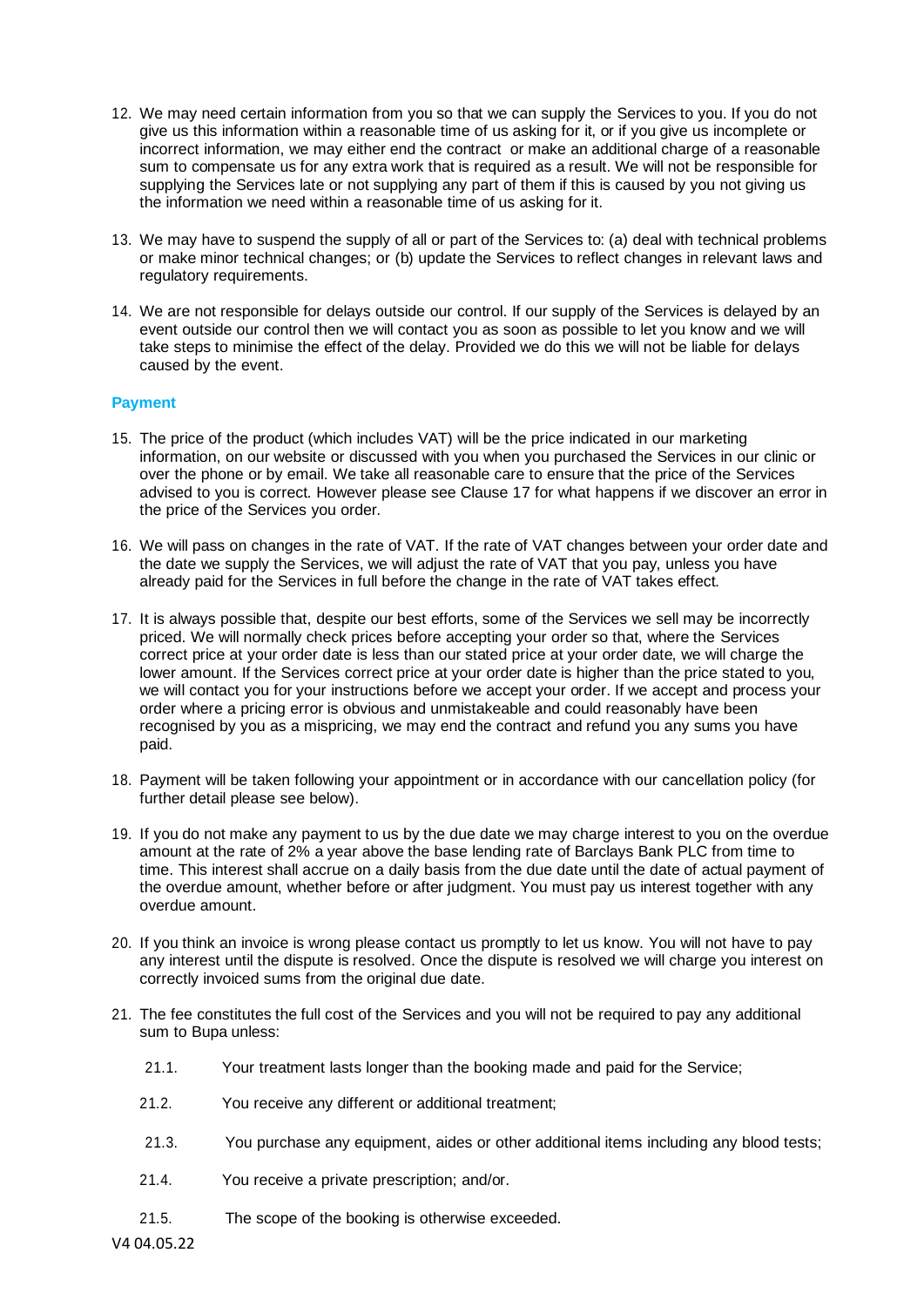12. We may need certain information from you so that we can supply the Services to you. If you do not give us this information within a reasonable time of us asking for it, or if you give us incomplete or incorrect information, we may either end the contract or make an additional charge of a reasonable sum to compensate us for any extra work that is required as a result. We will not be responsible for supplying the Services late or not supplying any part of them if this is caused by you not giving us the information we need within a reasonable time of us asking for it.

13. We may have to suspend the supply of all or part of the Services to: (a) deal with technical problems or make minor technical changes; or (b) update the Services to reflect changes in relevant laws and regulatory requirements.

14. We are not responsible for delays outside our control. If our supply of the Services is delayed by an event outside our control then we will contact you as soon as possible to let you know and we will take steps to minimise the effect of the delay. Provided we do this we will not be liable for delays caused by the event.

**Payment**

15. The price of the product (which includes VAT) will be the price indicated in our marketing information, on our website or discussed with you when you purchased the Services in our clinic or over the phone or by email. We take all reasonable care to ensure that the price of the Services advised to you is correct. However please see Clause 17 for what happens if we discover an error in the price of the Services you order.

16. We will pass on changes in the rate of VAT. If the rate of VAT changes between your order date and the date we supply the Services, we will adjust the rate of VAT that you pay, unless you have already paid for the Services in full before the change in the rate of VAT takes effect.

17. It is always possible that, despite our best efforts, some of the Services we sell may be incorrectly priced. We will normally check prices before accepting your order so that, where the Services correct price at your order date is less than our stated price at your order date, we will charge the lower amount. If the Services correct price at your order date is higher than the price stated to you, we will contact you for your instructions before we accept your order. If we accept and process your order where a pricing error is obvious and unmistakeable and could reasonably have been recognised by you as a mispricing, we may end the contract and refund you any sums you have paid.

18. Payment will be taken following your appointment or in accordance with our cancellation policy (for further detail please see below).

19. If you do not make any payment to us by the due date we may charge interest to you on the overdue amount at the rate of 2% a year above the base lending rate of Barclays Bank PLC from time to time. This interest shall accrue on a daily basis from the due date until the date of actual payment of the overdue amount, whether before or after judgment. You must pay us interest together with any overdue amount.

20. If you think an invoice is wrong please contact us promptly to let us know. You will not have to pay any interest until the dispute is resolved. Once the dispute is resolved we will charge you interest on correctly invoiced sums from the original due date.

21. The fee constitutes the full cost of the Services and you will not be required to pay any additional sum to Bupa unless:

    21.1. Your treatment lasts longer than the booking made and paid for the Service;

    21.2. You receive any different or additional treatment;

    21.3. You purchase any equipment, aides or other additional items including any blood tests;

    21.4. You receive a private prescription; and/or.

    21.5. The scope of the booking is otherwise exceeded.

V4 04.05.22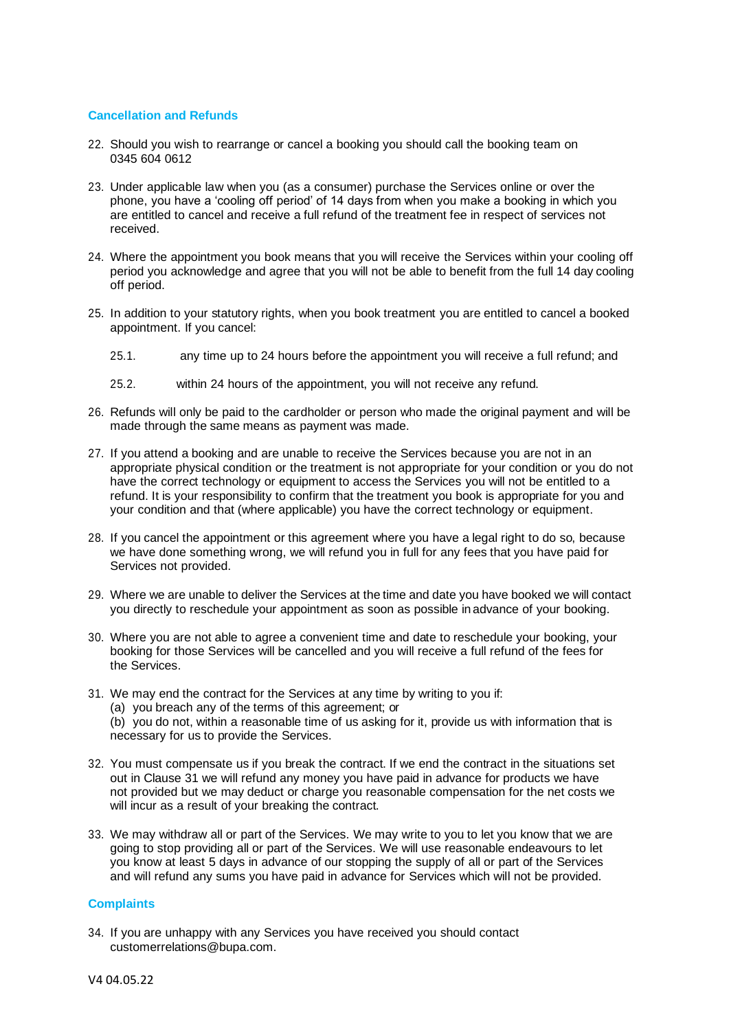## Cancellation and Refunds

22. Should you wish to rearrange or cancel a booking you should call the booking team on 0345 604 0612

23. Under applicable law when you (as a consumer) purchase the Services online or over the phone, you have a 'cooling off period' of 14 days from when you make a booking in which you are entitled to cancel and receive a full refund of the treatment fee in respect of services not received.

24. Where the appointment you book means that you will receive the Services within your cooling off period you acknowledge and agree that you will not be able to benefit from the full 14 day cooling off period.

25. In addition to your statutory rights, when you book treatment you are entitled to cancel a booked appointment. If you cancel:

    25.1. any time up to 24 hours before the appointment you will receive a full refund; and

    25.2. within 24 hours of the appointment, you will not receive any refund.

26. Refunds will only be paid to the cardholder or person who made the original payment and will be made through the same means as payment was made.

27. If you attend a booking and are unable to receive the Services because you are not in an appropriate physical condition or the treatment is not appropriate for your condition or you do not have the correct technology or equipment to access the Services you will not be entitled to a refund. It is your responsibility to confirm that the treatment you book is appropriate for you and your condition and that (where applicable) you have the correct technology or equipment.

28. If you cancel the appointment or this agreement where you have a legal right to do so, because we have done something wrong, we will refund you in full for any fees that you have paid for Services not provided.

29. Where we are unable to deliver the Services at the time and date you have booked we will contact you directly to reschedule your appointment as soon as possible in advance of your booking.

30. Where you are not able to agree a convenient time and date to reschedule your booking, your booking for those Services will be cancelled and you will receive a full refund of the fees for the Services.

31. We may end the contract for the Services at any time by writing to you if:
    (a) you breach any of the terms of this agreement; or
    (b) you do not, within a reasonable time of us asking for it, provide us with information that is necessary for us to provide the Services.

32. You must compensate us if you break the contract. If we end the contract in the situations set out in Clause 31 we will refund any money you have paid in advance for products we have not provided but we may deduct or charge you reasonable compensation for the net costs we will incur as a result of your breaking the contract.

33. We may withdraw all or part of the Services. We may write to you to let you know that we are going to stop providing all or part of the Services. We will use reasonable endeavours to let you know at least 5 days in advance of our stopping the supply of all or part of the Services and will refund any sums you have paid in advance for Services which will not be provided.

## Complaints

34. If you are unhappy with any Services you have received you should contact customerrelations@bupa.com.

V4 04.05.22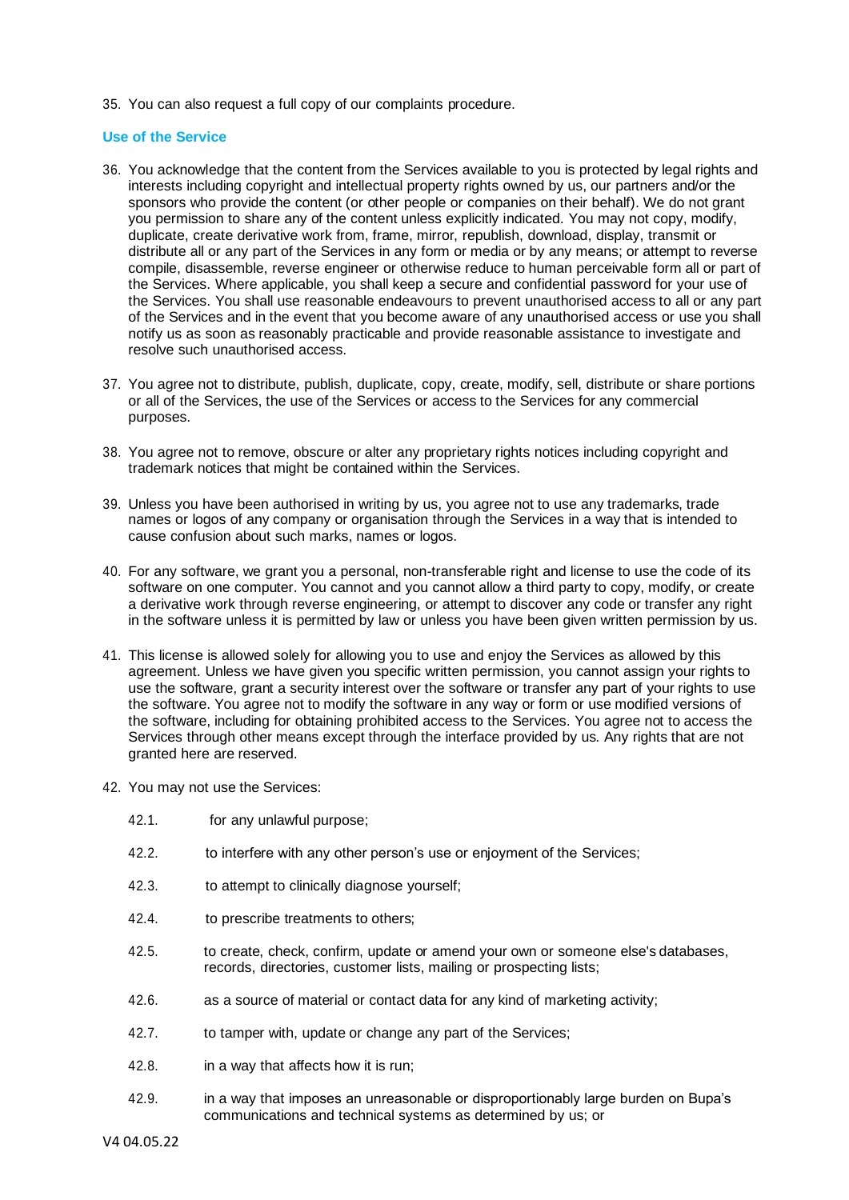35. You can also request a full copy of our complaints procedure.

## Use of the Service

36. You acknowledge that the content from the Services available to you is protected by legal rights and interests including copyright and intellectual property rights owned by us, our partners and/or the sponsors who provide the content (or other people or companies on their behalf). We do not grant you permission to share any of the content unless explicitly indicated. You may not copy, modify, duplicate, create derivative work from, frame, mirror, republish, download, display, transmit or distribute all or any part of the Services in any form or media or by any means; or attempt to reverse compile, disassemble, reverse engineer or otherwise reduce to human perceivable form all or part of the Services. Where applicable, you shall keep a secure and confidential password for your use of the Services. You shall use reasonable endeavours to prevent unauthorised access to all or any part of the Services and in the event that you become aware of any unauthorised access or use you shall notify us as soon as reasonably practicable and provide reasonable assistance to investigate and resolve such unauthorised access.

37. You agree not to distribute, publish, duplicate, copy, create, modify, sell, distribute or share portions or all of the Services, the use of the Services or access to the Services for any commercial purposes.

38. You agree not to remove, obscure or alter any proprietary rights notices including copyright and trademark notices that might be contained within the Services.

39. Unless you have been authorised in writing by us, you agree not to use any trademarks, trade names or logos of any company or organisation through the Services in a way that is intended to cause confusion about such marks, names or logos.

40. For any software, we grant you a personal, non-transferable right and license to use the code of its software on one computer. You cannot and you cannot allow a third party to copy, modify, or create a derivative work through reverse engineering, or attempt to discover any code or transfer any right in the software unless it is permitted by law or unless you have been given written permission by us.

41. This license is allowed solely for allowing you to use and enjoy the Services as allowed by this agreement. Unless we have given you specific written permission, you cannot assign your rights to use the software, grant a security interest over the software or transfer any part of your rights to use the software. You agree not to modify the software in any way or form or use modified versions of the software, including for obtaining prohibited access to the Services. You agree not to access the Services through other means except through the interface provided by us. Any rights that are not granted here are reserved.

42. You may not use the Services:

    42.1. for any unlawful purpose;

    42.2. to interfere with any other person's use or enjoyment of the Services;

    42.3. to attempt to clinically diagnose yourself;

    42.4. to prescribe treatments to others;

    42.5. to create, check, confirm, update or amend your own or someone else's databases, records, directories, customer lists, mailing or prospecting lists;

    42.6. as a source of material or contact data for any kind of marketing activity;

    42.7. to tamper with, update or change any part of the Services;

    42.8. in a way that affects how it is run;

    42.9. in a way that imposes an unreasonable or disproportionately large burden on Bupa's communications and technical systems as determined by us; or

V4 04.05.22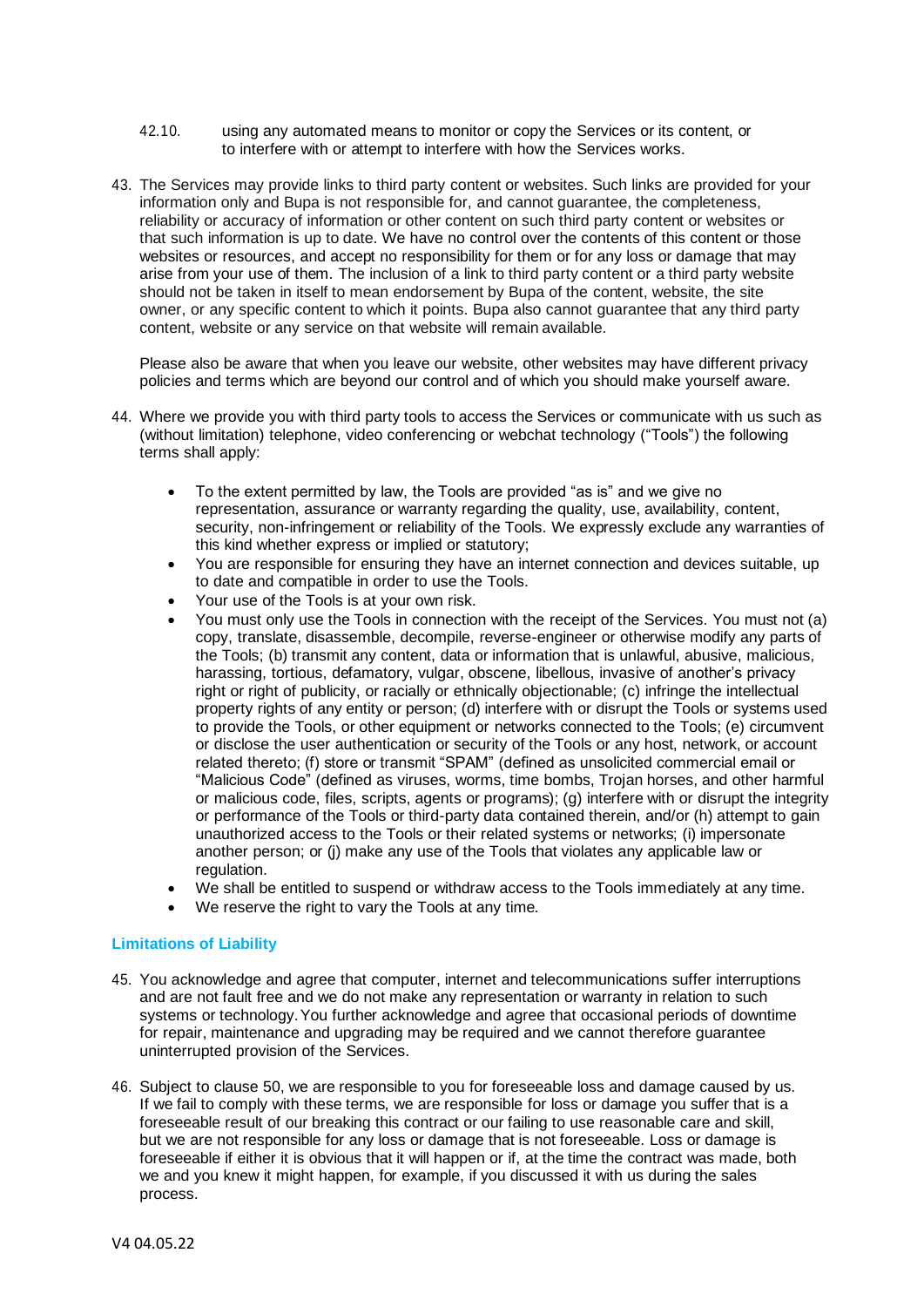42.10. using any automated means to monitor or copy the Services or its content, or to interfere with or attempt to interfere with how the Services works.

43. The Services may provide links to third party content or websites. Such links are provided for your information only and Bupa is not responsible for, and cannot guarantee, the completeness, reliability or accuracy of information or other content on such third party content or websites or that such information is up to date. We have no control over the contents of this content or those websites or resources, and accept no responsibility for them or for any loss or damage that may arise from your use of them. The inclusion of a link to third party content or a third party website should not be taken in itself to mean endorsement by Bupa of the content, website, the site owner, or any specific content to which it points. Bupa also cannot guarantee that any third party content, website or any service on that website will remain available.

    Please also be aware that when you leave our website, other websites may have different privacy policies and terms which are beyond our control and of which you should make yourself aware.

44. Where we provide you with third party tools to access the Services or communicate with us such as (without limitation) telephone, video conferencing or webchat technology ("Tools") the following terms shall apply:

    - To the extent permitted by law, the Tools are provided "as is" and we give no representation, assurance or warranty regarding the quality, use, availability, content, security, non-infringement or reliability of the Tools. We expressly exclude any warranties of this kind whether express or implied or statutory;
    - You are responsible for ensuring they have an internet connection and devices suitable, up to date and compatible in order to use the Tools.
    - Your use of the Tools is at your own risk.
    - You must only use the Tools in connection with the receipt of the Services. You must not (a) copy, translate, disassemble, decompile, reverse-engineer or otherwise modify any parts of the Tools; (b) transmit any content, data or information that is unlawful, abusive, malicious, harassing, tortious, defamatory, vulgar, obscene, libellous, invasive of another's privacy right or right of publicity, or racially or ethnically objectionable; (c) infringe the intellectual property rights of any entity or person; (d) interfere with or disrupt the Tools or systems used to provide the Tools, or other equipment or networks connected to the Tools; (e) circumvent or disclose the user authentication or security of the Tools or any host, network, or account related thereto; (f) store or transmit "SPAM" (defined as unsolicited commercial email or "Malicious Code" (defined as viruses, worms, time bombs, Trojan horses, and other harmful or malicious code, files, scripts, agents or programs); (g) interfere with or disrupt the integrity or performance of the Tools or third-party data contained therein, and/or (h) attempt to gain unauthorized access to the Tools or their related systems or networks; (i) impersonate another person; or (j) make any use of the Tools that violates any applicable law or regulation.
    - We shall be entitled to suspend or withdraw access to the Tools immediately at any time.
    - We reserve the right to vary the Tools at any time.

## Limitations of Liability

45. You acknowledge and agree that computer, internet and telecommunications suffer interruptions and are not fault free and we do not make any representation or warranty in relation to such systems or technology. You further acknowledge and agree that occasional periods of downtime for repair, maintenance and upgrading may be required and we cannot therefore guarantee uninterrupted provision of the Services.

46. Subject to clause 50, we are responsible to you for foreseeable loss and damage caused by us. If we fail to comply with these terms, we are responsible for loss or damage you suffer that is a foreseeable result of our breaking this contract or our failing to use reasonable care and skill, but we are not responsible for any loss or damage that is not foreseeable. Loss or damage is foreseeable if either it is obvious that it will happen or if, at the time the contract was made, both we and you knew it might happen, for example, if you discussed it with us during the sales process.

V4 04.05.22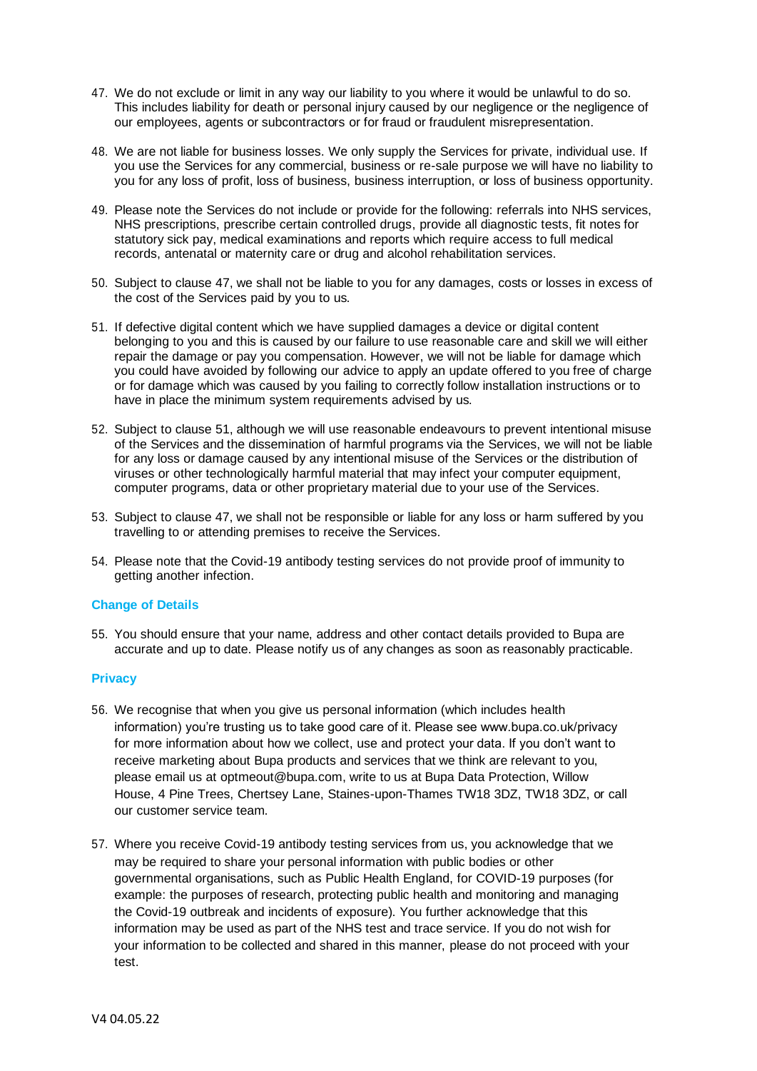47. We do not exclude or limit in any way our liability to you where it would be unlawful to do so. This includes liability for death or personal injury caused by our negligence or the negligence of our employees, agents or subcontractors or for fraud or fraudulent misrepresentation.

48. We are not liable for business losses. We only supply the Services for private, individual use. If you use the Services for any commercial, business or re-sale purpose we will have no liability to you for any loss of profit, loss of business, business interruption, or loss of business opportunity.

49. Please note the Services do not include or provide for the following: referrals into NHS services, NHS prescriptions, prescribe certain controlled drugs, provide all diagnostic tests, fit notes for statutory sick pay, medical examinations and reports which require access to full medical records, antenatal or maternity care or drug and alcohol rehabilitation services.

50. Subject to clause 47, we shall not be liable to you for any damages, costs or losses in excess of the cost of the Services paid by you to us.

51. If defective digital content which we have supplied damages a device or digital content belonging to you and this is caused by our failure to use reasonable care and skill we will either repair the damage or pay you compensation. However, we will not be liable for damage which you could have avoided by following our advice to apply an update offered to you free of charge or for damage which was caused by you failing to correctly follow installation instructions or to have in place the minimum system requirements advised by us.

52. Subject to clause 51, although we will use reasonable endeavours to prevent intentional misuse of the Services and the dissemination of harmful programs via the Services, we will not be liable for any loss or damage caused by any intentional misuse of the Services or the distribution of viruses or other technologically harmful material that may infect your computer equipment, computer programs, data or other proprietary material due to your use of the Services.

53. Subject to clause 47, we shall not be responsible or liable for any loss or harm suffered by you travelling to or attending premises to receive the Services.

54. Please note that the Covid-19 antibody testing services do not provide proof of immunity to getting another infection.

### Change of Details

55. You should ensure that your name, address and other contact details provided to Bupa are accurate and up to date. Please notify us of any changes as soon as reasonably practicable.

### Privacy

56. We recognise that when you give us personal information (which includes health information) you're trusting us to take good care of it. Please see www.bupa.co.uk/privacy for more information about how we collect, use and protect your data. If you don't want to receive marketing about Bupa products and services that we think are relevant to you, please email us at optmeout@bupa.com, write to us at Bupa Data Protection, Willow House, 4 Pine Trees, Chertsey Lane, Staines-upon-Thames TW18 3DZ, TW18 3DZ, or call our customer service team.

57. Where you receive Covid-19 antibody testing services from us, you acknowledge that we may be required to share your personal information with public bodies or other governmental organisations, such as Public Health England, for COVID-19 purposes (for example: the purposes of research, protecting public health and monitoring and managing the Covid-19 outbreak and incidents of exposure). You further acknowledge that this information may be used as part of the NHS test and trace service. If you do not wish for your information to be collected and shared in this manner, please do not proceed with your test.

V4 04.05.22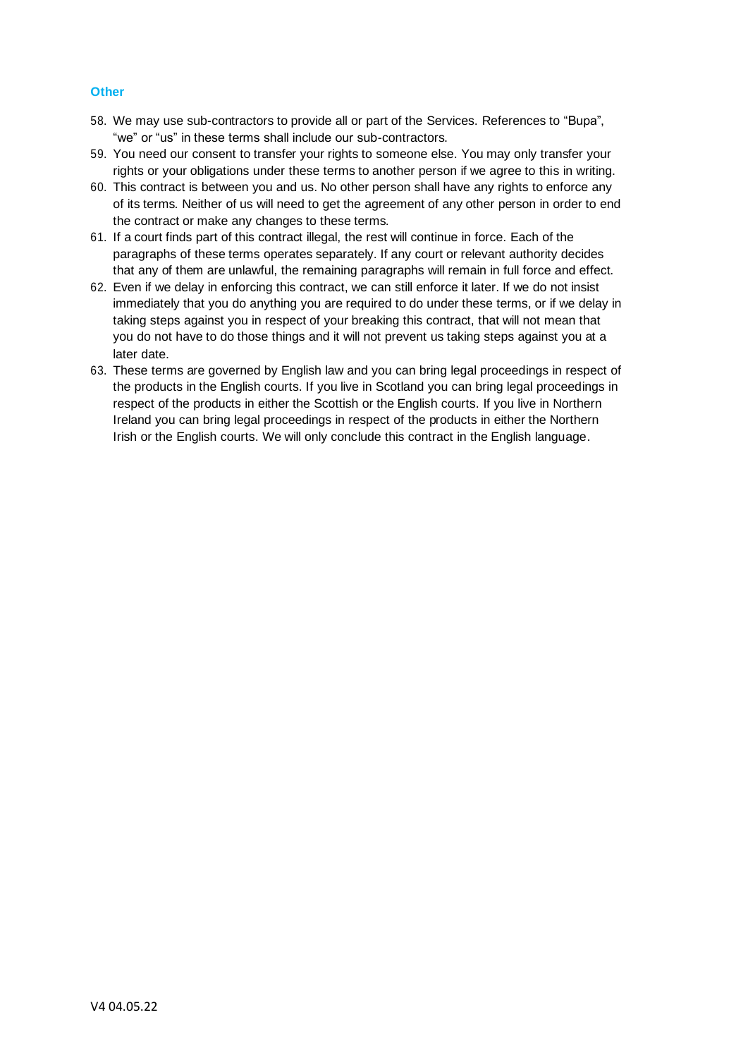### Other

58. We may use sub-contractors to provide all or part of the Services. References to "Bupa", "we" or "us" in these terms shall include our sub-contractors.
59. You need our consent to transfer your rights to someone else. You may only transfer your rights or your obligations under these terms to another person if we agree to this in writing.
60. This contract is between you and us. No other person shall have any rights to enforce any of its terms. Neither of us will need to get the agreement of any other person in order to end the contract or make any changes to these terms.
61. If a court finds part of this contract illegal, the rest will continue in force. Each of the paragraphs of these terms operates separately. If any court or relevant authority decides that any of them are unlawful, the remaining paragraphs will remain in full force and effect.
62. Even if we delay in enforcing this contract, we can still enforce it later. If we do not insist immediately that you do anything you are required to do under these terms, or if we delay in taking steps against you in respect of your breaking this contract, that will not mean that you do not have to do those things and it will not prevent us taking steps against you at a later date.
63. These terms are governed by English law and you can bring legal proceedings in respect of the products in the English courts. If you live in Scotland you can bring legal proceedings in respect of the products in either the Scottish or the English courts. If you live in Northern Ireland you can bring legal proceedings in respect of the products in either the Northern Irish or the English courts. We will only conclude this contract in the English language.

V4 04.05.22